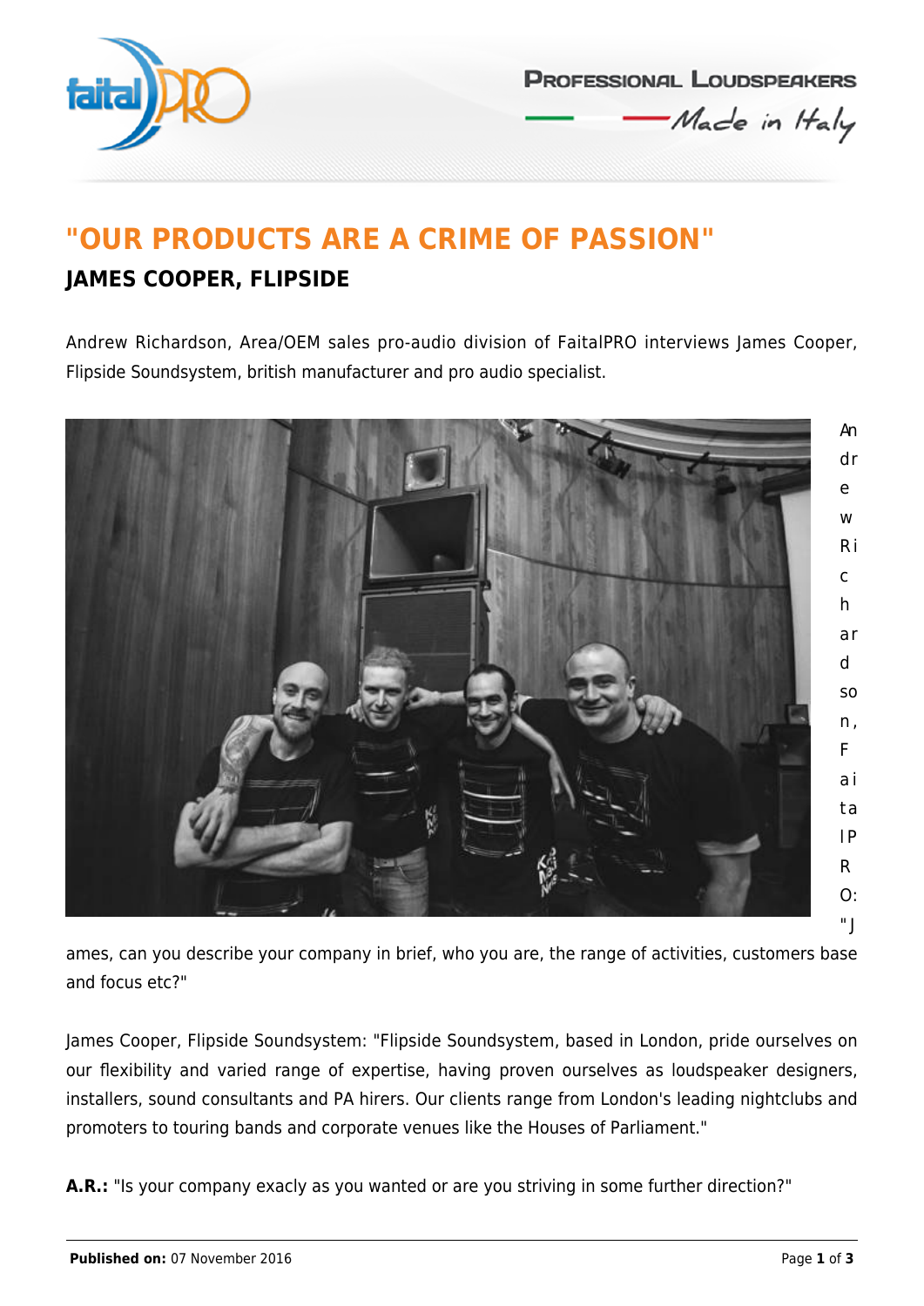# "OUR PRODUCTS ARE A CRIME OF PASSION"

## JAMES COOPER, FLIPSIDE

Andrew Richardson, Area/OEM sales pro-audio division of FaitalPRO interviews James Cooper, Flipside Soundsystem, british manufacturer and pro audio specialist.

Andrew Richardson, FaitalPRO: "James, can you describe your company in brief, who you are, the range of activities, customers base and focus etc?"

James Cooper, Flipside Soundsystem: "Flipside Soundsystem, based in London, pride ourselves on our flexibility and varied range of expertise, having proven ourselves as loudspeaker designers, installers, sound consultants and PA hirers. Our clients range from London's leading nightclubs and promoters to touring bands and corporate venues like the Houses of Parliament."

**A.R.:** "Is your company exacly as you wanted or are you striving in some further direction?"

**Published on:** 07 November 2016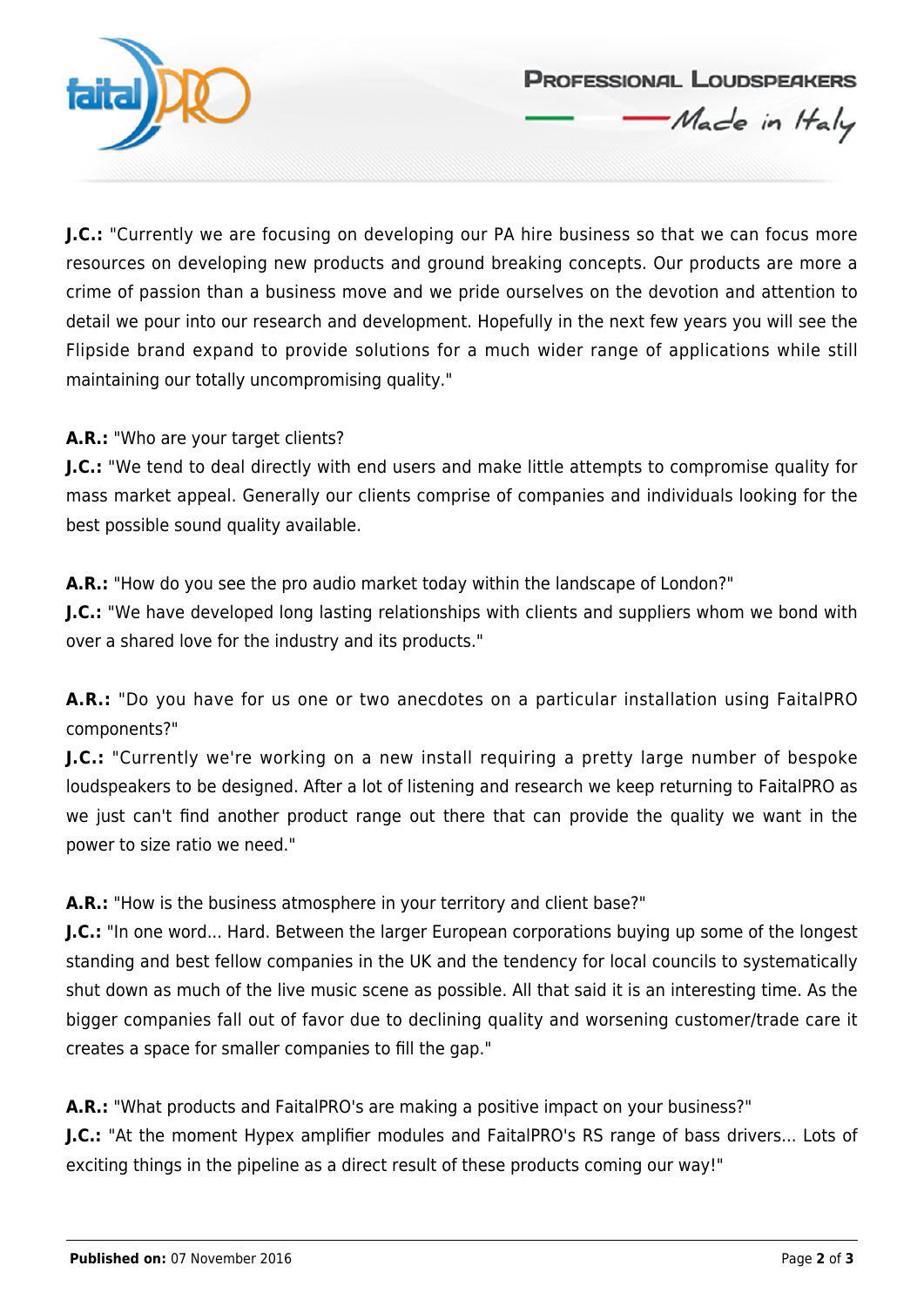**J.C.:** "Currently we are focusing on developing our PA hire business so that we can focus more resources on developing new products and ground breaking concepts. Our products are more a crime of passion than a business move and we pride ourselves on the devotion and attention to detail we pour into our research and development. Hopefully in the next few years you will see the Flipside brand expand to provide solutions for a much wider range of applications while still maintaining our totally uncompromising quality."

**A.R.:** "Who are your target clients?
**J.C.:** "We tend to deal directly with end users and make little attempts to compromise quality for mass market appeal. Generally our clients comprise of companies and individuals looking for the best possible sound quality available.

**A.R.:** "How do you see the pro audio market today within the landscape of London?"
**J.C.:** "We have developed long lasting relationships with clients and suppliers whom we bond with over a shared love for the industry and its products."

**A.R.:** "Do you have for us one or two anecdotes on a particular installation using FaitalPRO components?"
**J.C.:** "Currently we're working on a new install requiring a pretty large number of bespoke loudspeakers to be designed. After a lot of listening and research we keep returning to FaitalPRO as we just can't find another product range out there that can provide the quality we want in the power to size ratio we need."

**A.R.:** "How is the business atmosphere in your territory and client base?"
**J.C.:** "In one word... Hard. Between the larger European corporations buying up some of the longest standing and best fellow companies in the UK and the tendency for local councils to systematically shut down as much of the live music scene as possible. All that said it is an interesting time. As the bigger companies fall out of favor due to declining quality and worsening customer/trade care it creates a space for smaller companies to fill the gap."

**A.R.:** "What products and FaitalPRO's are making a positive impact on your business?"
**J.C.:** "At the moment Hypex amplifier modules and FaitalPRO's RS range of bass drivers... Lots of exciting things in the pipeline as a direct result of these products coming our way!"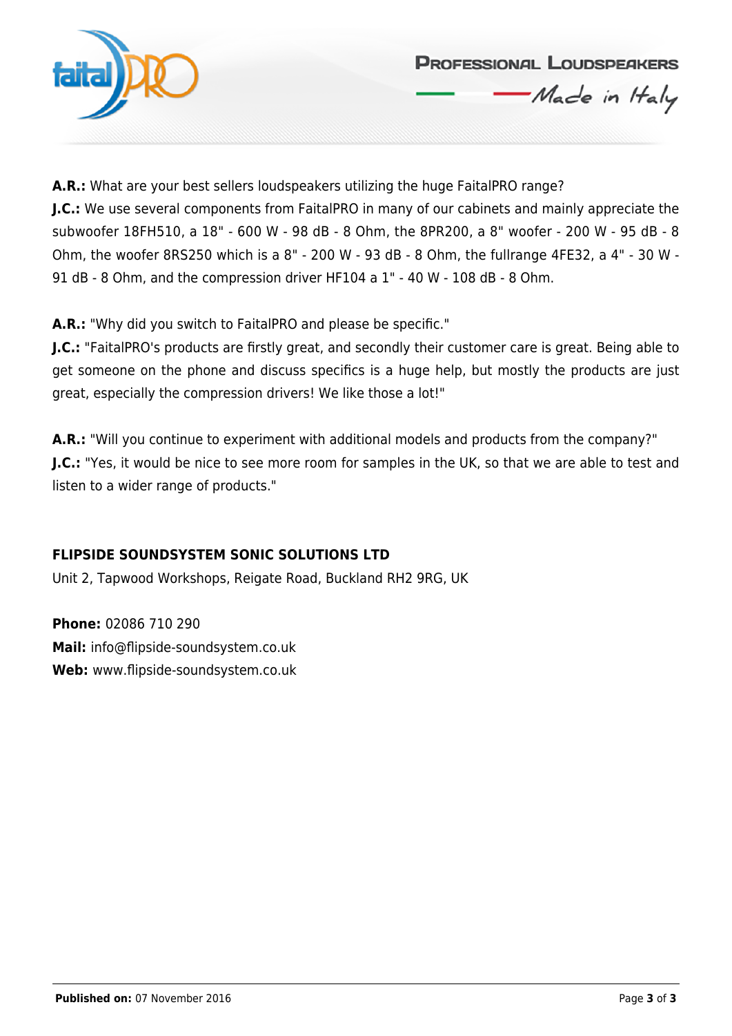**A.R.:** What are your best sellers loudspeakers utilizing the huge FaitalPRO range?
**J.C.:** We use several components from FaitalPRO in many of our cabinets and mainly appreciate the subwoofer 18FH510, a 18" - 600 W - 98 dB - 8 Ohm, the 8PR200, a 8" woofer - 200 W - 95 dB - 8 Ohm, the woofer 8RS250 which is a 8" - 200 W - 93 dB - 8 Ohm, the fullrange 4FE32, a 4" - 30 W - 91 dB - 8 Ohm, and the compression driver HF104 a 1" - 40 W - 108 dB - 8 Ohm.

**A.R.:** "Why did you switch to FaitalPRO and please be specific."
**J.C.:** "FaitalPRO's products are firstly great, and secondly their customer care is great. Being able to get someone on the phone and discuss specifics is a huge help, but mostly the products are just great, especially the compression drivers! We like those a lot!"

**A.R.:** "Will you continue to experiment with additional models and products from the company?"
**J.C.:** "Yes, it would be nice to see more room for samples in the UK, so that we are able to test and listen to a wider range of products."

**FLIPSIDE SOUNDSYSTEM SONIC SOLUTIONS LTD**
Unit 2, Tapwood Workshops, Reigate Road, Buckland RH2 9RG, UK

**Phone:** 02086 710 290
**Mail:** info@flipside-soundsystem.co.uk
**Web:** www.flipside-soundsystem.co.uk

**Published on:** 07 November 2016